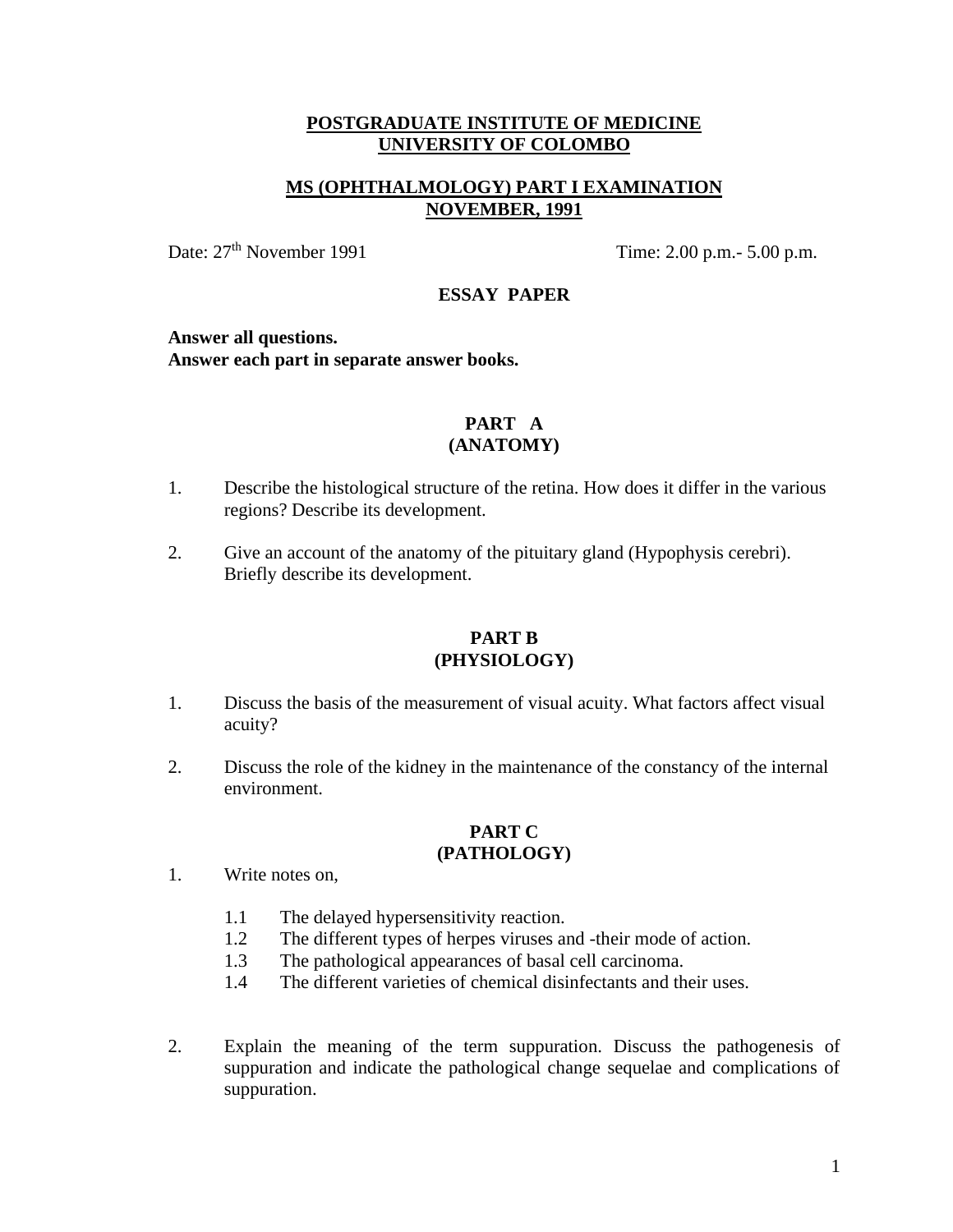# POSTGRADUATE INSTITUTE OF MEDICINE
# UNIVERSITY OF COLOMBO

## MS (OPHTHALMOLOGY) PART I EXAMINATION
## NOVEMBER, 1991

Date: 27th November 1991 Time: 2.00 p.m.- 5.00 p.m.

### ESSAY PAPER

**Answer all questions.**
**Answer each part in separate answer books.**

### PART A
### (ANATOMY)

1. Describe the histological structure of the retina. How does it differ in the various regions? Describe its development.

2. Give an account of the anatomy of the pituitary gland (Hypophysis cerebri). Briefly describe its development.

### PART B
### (PHYSIOLOGY)

1. Discuss the basis of the measurement of visual acuity. What factors affect visual acuity?

2. Discuss the role of the kidney in the maintenance of the constancy of the internal environment.

### PART C
### (PATHOLOGY)

1. Write notes on,

   1.1 The delayed hypersensitivity reaction.
   1.2 The different types of herpes viruses and -their mode of action.
   1.3 The pathological appearances of basal cell carcinoma.
   1.4 The different varieties of chemical disinfectants and their uses.

2. Explain the meaning of the term suppuration. Discuss the pathogenesis of suppuration and indicate the pathological change sequelae and complications of suppuration.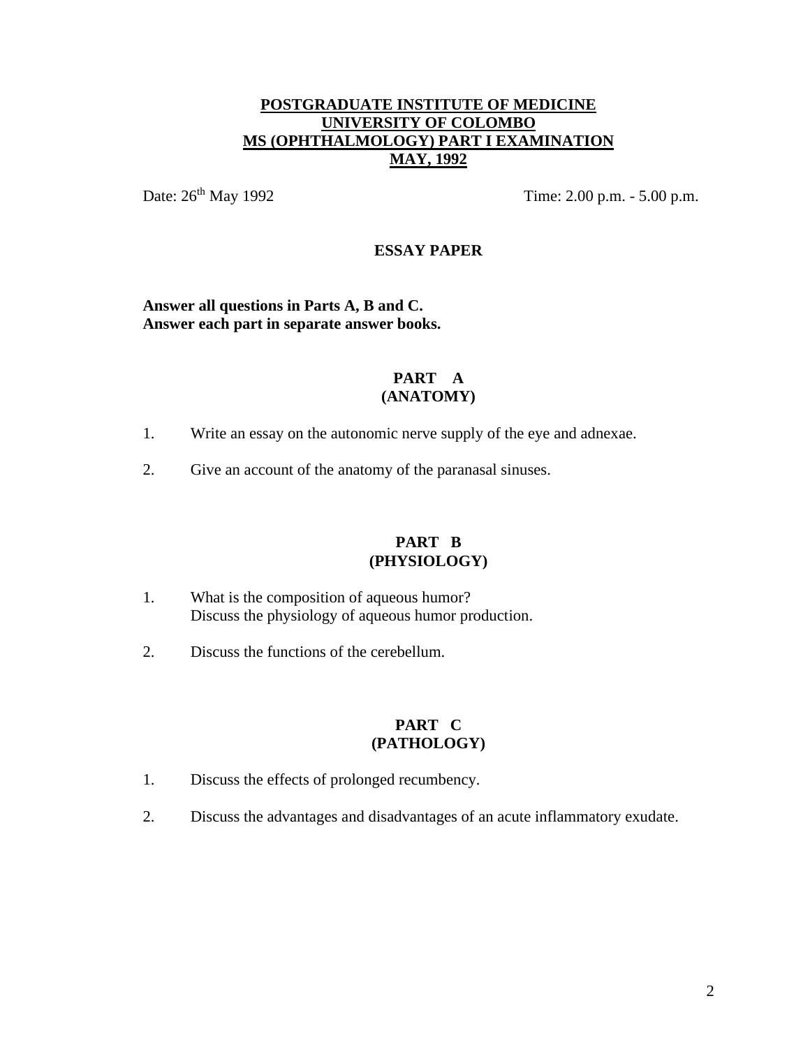# POSTGRADUATE INSTITUTE OF MEDICINE
# UNIVERSITY OF COLOMBO
# MS (OPHTHALMOLOGY) PART I EXAMINATION
# MAY, 1992

Date: 26th May 1992 Time: 2.00 p.m. - 5.00 p.m.

## ESSAY PAPER

**Answer all questions in Parts A, B and C.**
**Answer each part in separate answer books.**

## PART A
## (ANATOMY)

1. Write an essay on the autonomic nerve supply of the eye and adnexae.

2. Give an account of the anatomy of the paranasal sinuses.

## PART B
## (PHYSIOLOGY)

1. What is the composition of aqueous humor?
   Discuss the physiology of aqueous humor production.

2. Discuss the functions of the cerebellum.

## PART C
## (PATHOLOGY)

1. Discuss the effects of prolonged recumbency.

2. Discuss the advantages and disadvantages of an acute inflammatory exudate.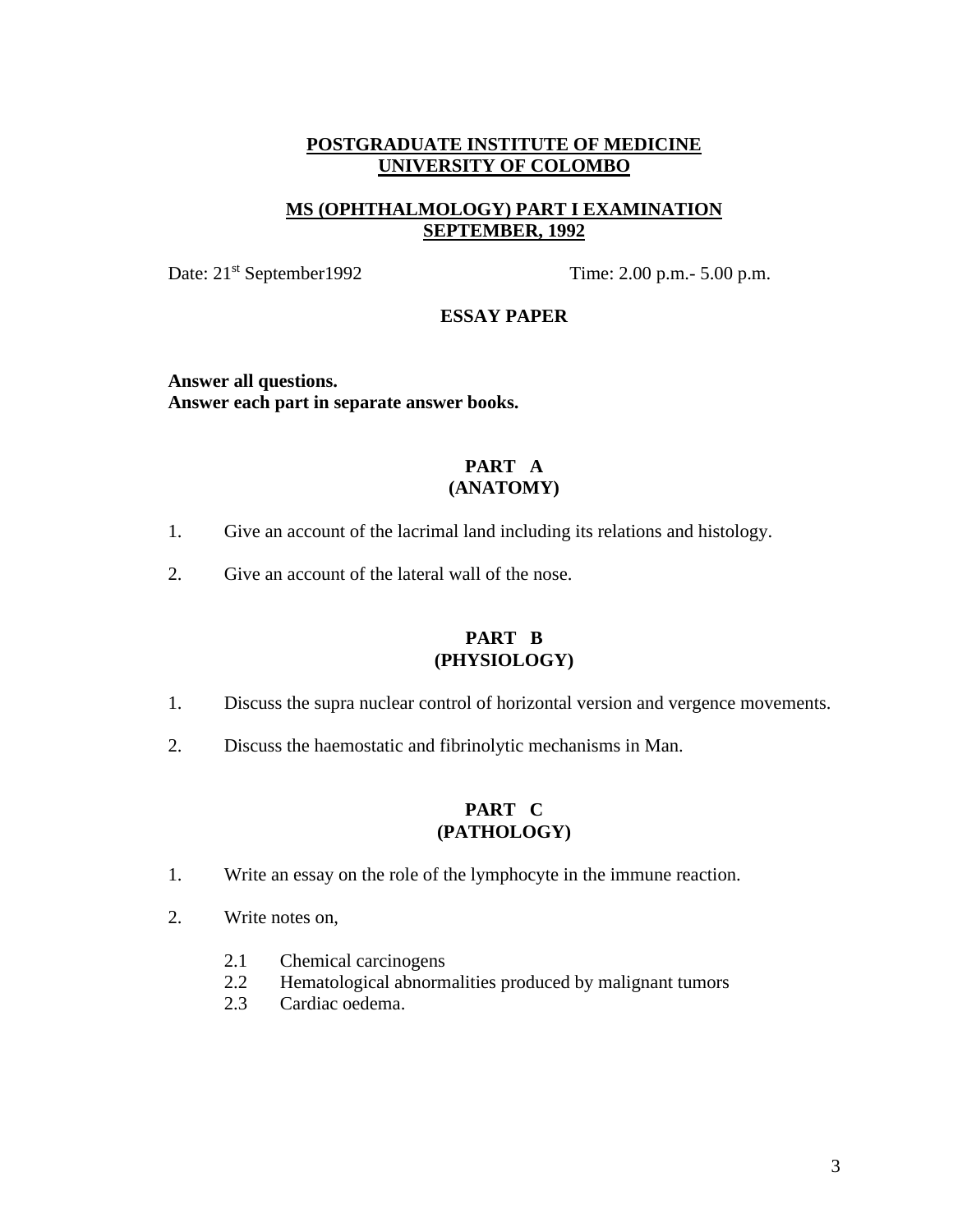**POSTGRADUATE INSTITUTE OF MEDICINE**
**UNIVERSITY OF COLOMBO**

**MS (OPHTHALMOLOGY) PART I EXAMINATION**
**SEPTEMBER, 1992**

Date: 21st September1992 Time: 2.00 p.m.- 5.00 p.m.

**ESSAY PAPER**

**Answer all questions.**
**Answer each part in separate answer books.**

## PART A
## (ANATOMY)

1. Give an account of the lacrimal land including its relations and histology.

2. Give an account of the lateral wall of the nose.

## PART B
## (PHYSIOLOGY)

1. Discuss the supra nuclear control of horizontal version and vergence movements.

2. Discuss the haemostatic and fibrinolytic mechanisms in Man.

## PART C
## (PATHOLOGY)

1. Write an essay on the role of the lymphocyte in the immune reaction.

2. Write notes on,

   2.1 Chemical carcinogens
   2.2 Hematological abnormalities produced by malignant tumors
   2.3 Cardiac oedema.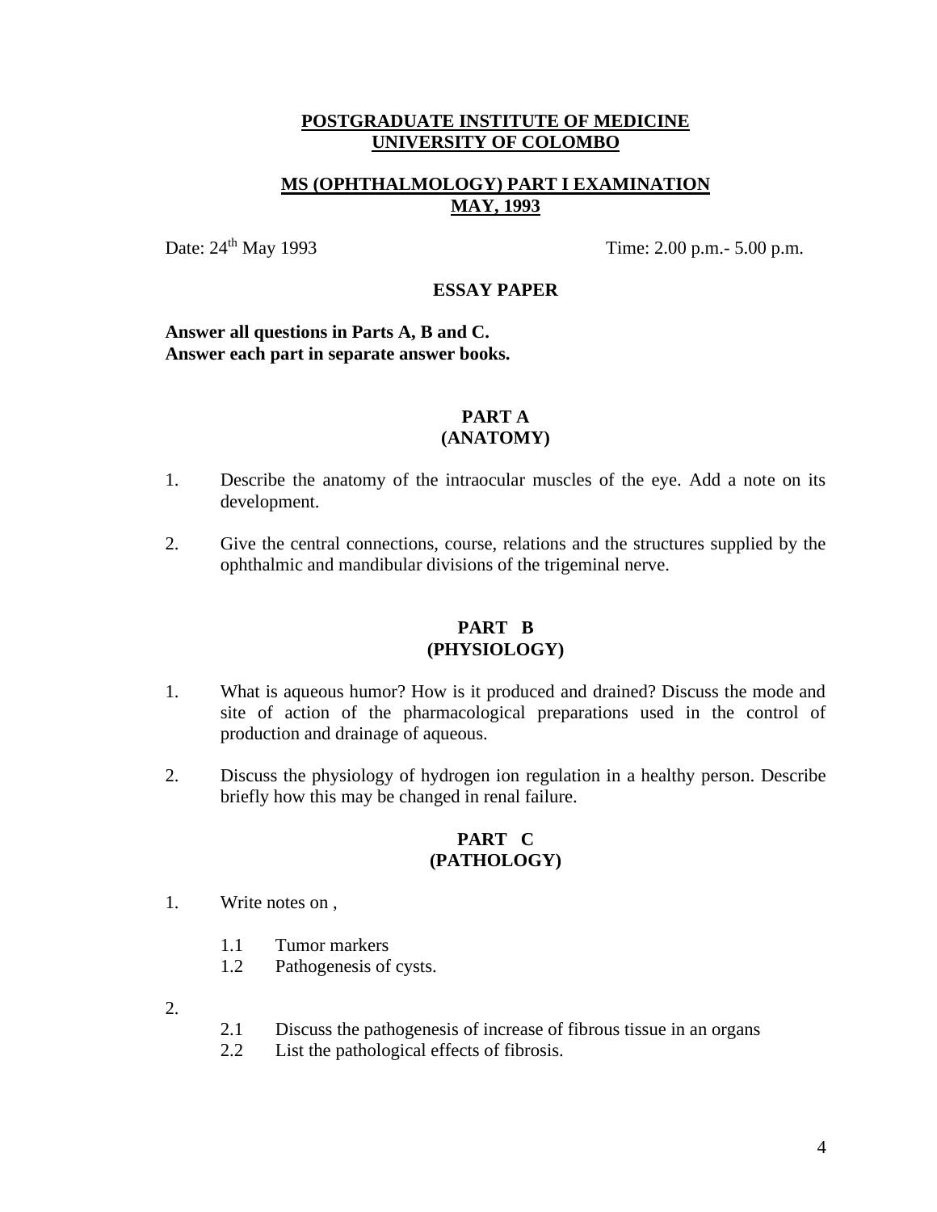**POSTGRADUATE INSTITUTE OF MEDICINE**
**UNIVERSITY OF COLOMBO**

**MS (OPHTHALMOLOGY) PART I EXAMINATION**
**MAY, 1993**

Date: 24th May 1993 Time: 2.00 p.m.- 5.00 p.m.

**ESSAY PAPER**

**Answer all questions in Parts A, B and C.**
**Answer each part in separate answer books.**

## PART A
## (ANATOMY)

1. Describe the anatomy of the intraocular muscles of the eye. Add a note on its development.

2. Give the central connections, course, relations and the structures supplied by the ophthalmic and mandibular divisions of the trigeminal nerve.

## PART B
## (PHYSIOLOGY)

1. What is aqueous humor? How is it produced and drained? Discuss the mode and site of action of the pharmacological preparations used in the control of production and drainage of aqueous.

2. Discuss the physiology of hydrogen ion regulation in a healthy person. Describe briefly how this may be changed in renal failure.

## PART C
## (PATHOLOGY)

1. Write notes on ,

   1.1 Tumor markers
   1.2 Pathogenesis of cysts.

2. 
   2.1 Discuss the pathogenesis of increase of fibrous tissue in an organs
   2.2 List the pathological effects of fibrosis.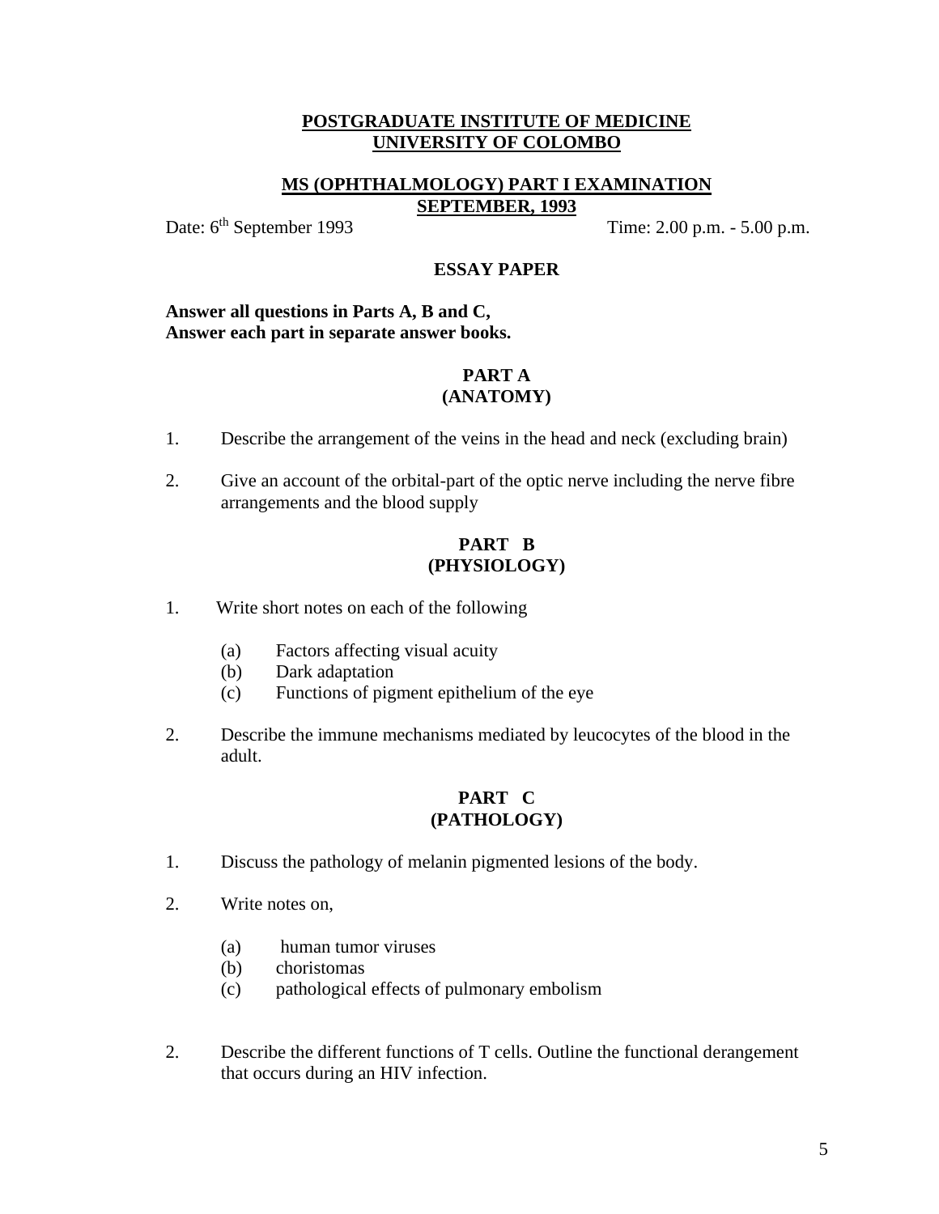**POSTGRADUATE INSTITUTE OF MEDICINE**
**UNIVERSITY OF COLOMBO**

**MS (OPHTHALMOLOGY) PART I EXAMINATION**
**SEPTEMBER, 1993**

Date: 6th September 1993 Time: 2.00 p.m. - 5.00 p.m.

**ESSAY PAPER**

**Answer all questions in Parts A, B and C,**
**Answer each part in separate answer books.**

**PART A**
**(ANATOMY)**

1. Describe the arrangement of the veins in the head and neck (excluding brain)

2. Give an account of the orbital-part of the optic nerve including the nerve fibre arrangements and the blood supply

**PART B**
**(PHYSIOLOGY)**

1. Write short notes on each of the following

   (a) Factors affecting visual acuity
   (b) Dark adaptation
   (c) Functions of pigment epithelium of the eye

2. Describe the immune mechanisms mediated by leucocytes of the blood in the adult.

**PART C**
**(PATHOLOGY)**

1. Discuss the pathology of melanin pigmented lesions of the body.

2. Write notes on,

   (a) human tumor viruses
   (b) choristomas
   (c) pathological effects of pulmonary embolism

2. Describe the different functions of T cells. Outline the functional derangement that occurs during an HIV infection.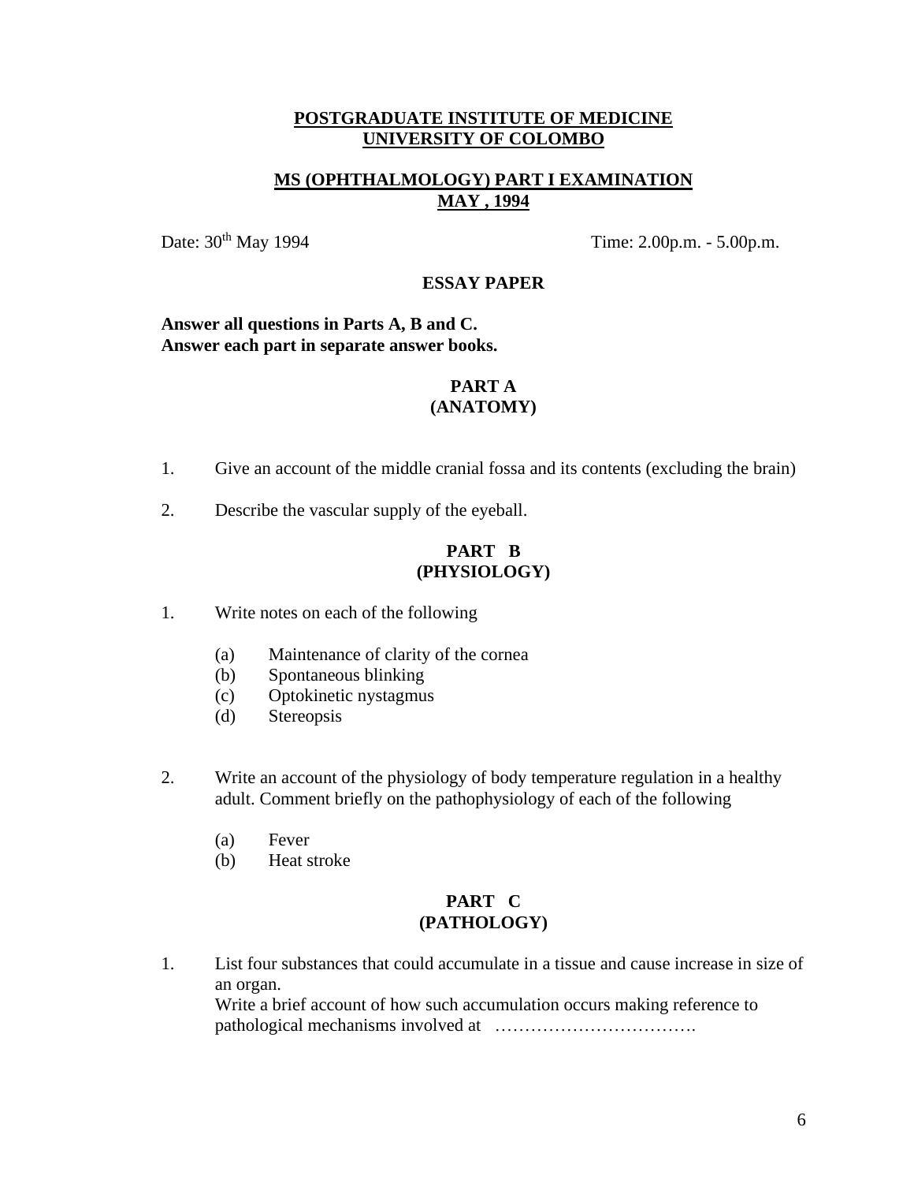**POSTGRADUATE INSTITUTE OF MEDICINE**
**UNIVERSITY OF COLOMBO**

**MS (OPHTHALMOLOGY) PART I EXAMINATION**
**MAY , 1994**

Date: 30th May 1994 Time: 2.00p.m. - 5.00p.m.

**ESSAY PAPER**

**Answer all questions in Parts A, B and C.**
**Answer each part in separate answer books.**

## PART A
## (ANATOMY)

1. Give an account of the middle cranial fossa and its contents (excluding the brain)

2. Describe the vascular supply of the eyeball.

## PART B
## (PHYSIOLOGY)

1. Write notes on each of the following

    (a) Maintenance of clarity of the cornea
    (b) Spontaneous blinking
    (c) Optokinetic nystagmus
    (d) Stereopsis

2. Write an account of the physiology of body temperature regulation in a healthy adult. Comment briefly on the pathophysiology of each of the following

    (a) Fever
    (b) Heat stroke

## PART C
## (PATHOLOGY)

1. List four substances that could accumulate in a tissue and cause increase in size of an organ.
   Write a brief account of how such accumulation occurs making reference to pathological mechanisms involved at …………………………….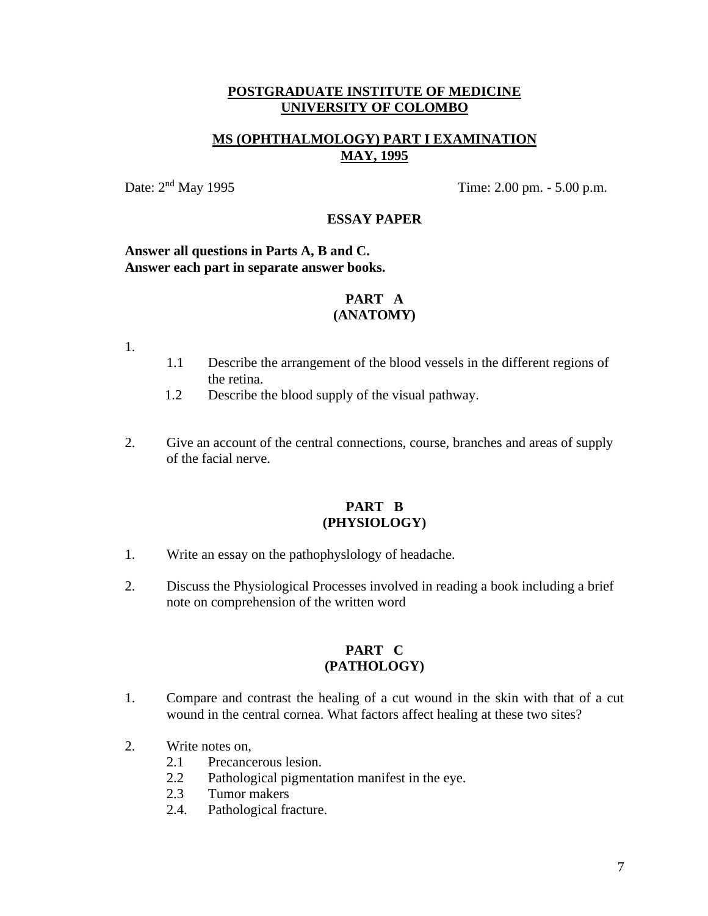**POSTGRADUATE INSTITUTE OF MEDICINE**
**UNIVERSITY OF COLOMBO**

**MS (OPHTHALMOLOGY) PART I EXAMINATION**
**MAY, 1995**

Date: 2nd May 1995 Time: 2.00 pm. - 5.00 p.m.

**ESSAY PAPER**

**Answer all questions in Parts A, B and C.**
**Answer each part in separate answer books.**

## PART A
## (ANATOMY)

1.
    - 1.1 Describe the arrangement of the blood vessels in the different regions of the retina.
    - 1.2 Describe the blood supply of the visual pathway.

2. Give an account of the central connections, course, branches and areas of supply of the facial nerve.

## PART B
## (PHYSIOLOGY)

1. Write an essay on the pathophyslology of headache.

2. Discuss the Physiological Processes involved in reading a book including a brief note on comprehension of the written word

## PART C
## (PATHOLOGY)

1. Compare and contrast the healing of a cut wound in the skin with that of a cut wound in the central cornea. What factors affect healing at these two sites?

2. Write notes on,
    - 2.1 Precancerous lesion.
    - 2.2 Pathological pigmentation manifest in the eye.
    - 2.3 Tumor makers
    - 2.4. Pathological fracture.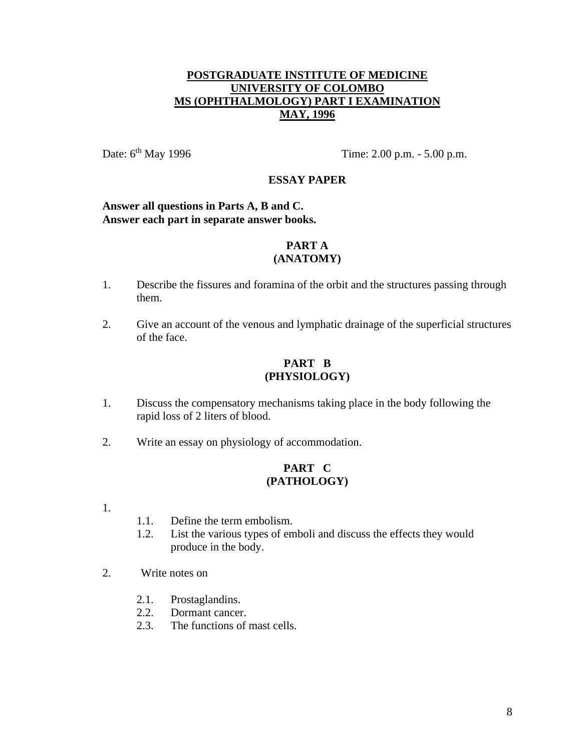# POSTGRADUATE INSTITUTE OF MEDICINE
# UNIVERSITY OF COLOMBO
# MS (OPHTHALMOLOGY) PART I EXAMINATION
# MAY, 1996

Date: 6th May 1996 Time: 2.00 p.m. - 5.00 p.m.

## ESSAY PAPER

**Answer all questions in Parts A, B and C.**
**Answer each part in separate answer books.**

## PART A
## (ANATOMY)

1. Describe the fissures and foramina of the orbit and the structures passing through them.

2. Give an account of the venous and lymphatic drainage of the superficial structures of the face.

## PART B
## (PHYSIOLOGY)

1. Discuss the compensatory mechanisms taking place in the body following the rapid loss of 2 liters of blood.

2. Write an essay on physiology of accommodation.

## PART C
## (PATHOLOGY)

1.
   - 1.1. Define the term embolism.
   - 1.2. List the various types of emboli and discuss the effects they would produce in the body.

2. Write notes on
   - 2.1. Prostaglandins.
   - 2.2. Dormant cancer.
   - 2.3. The functions of mast cells.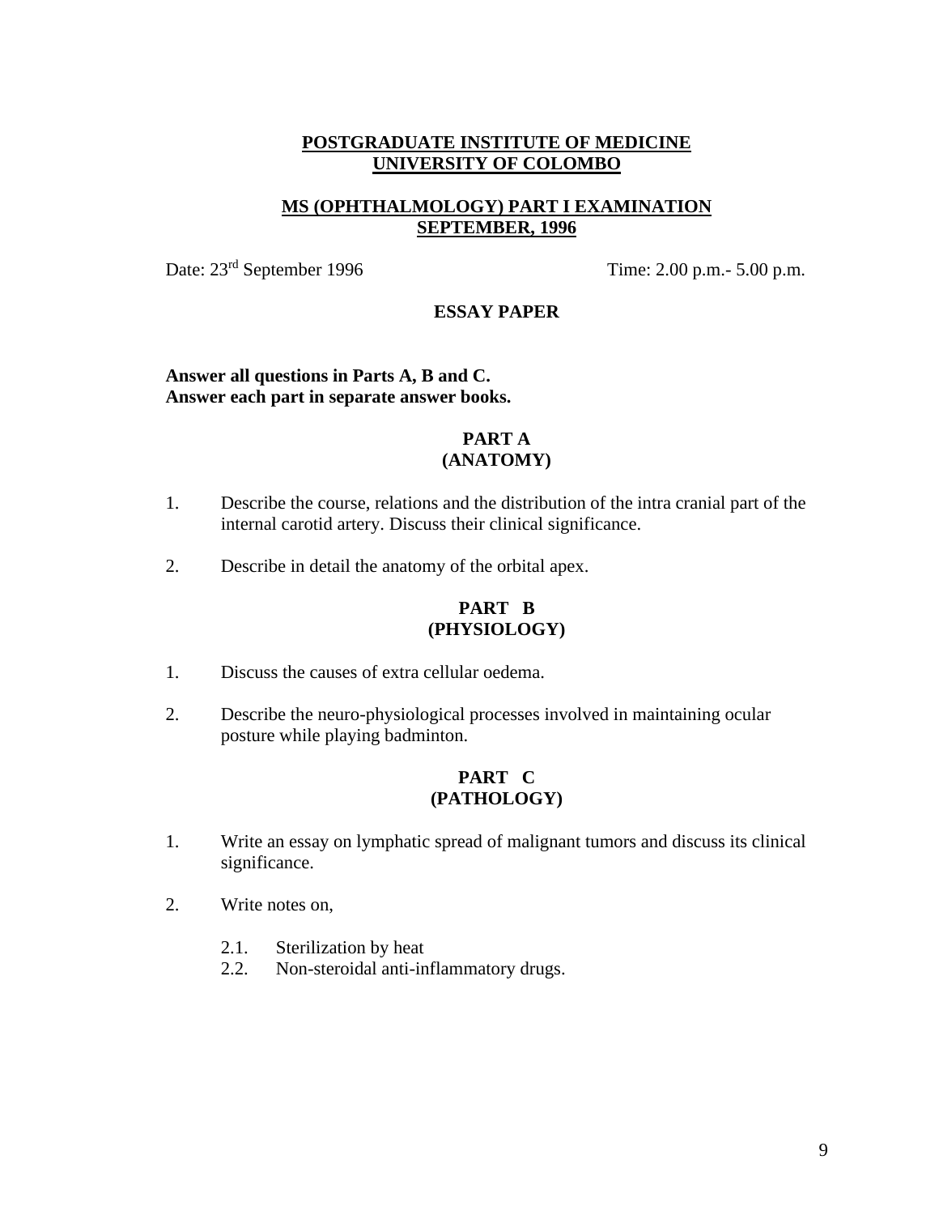**POSTGRADUATE INSTITUTE OF MEDICINE**
**UNIVERSITY OF COLOMBO**

**MS (OPHTHALMOLOGY) PART I EXAMINATION**
**SEPTEMBER, 1996**

Date: 23rd September 1996 Time: 2.00 p.m.- 5.00 p.m.

**ESSAY PAPER**

**Answer all questions in Parts A, B and C.**
**Answer each part in separate answer books.**

**PART A**
**(ANATOMY)**

1. Describe the course, relations and the distribution of the intra cranial part of the internal carotid artery. Discuss their clinical significance.

2. Describe in detail the anatomy of the orbital apex.

**PART B**
**(PHYSIOLOGY)**

1. Discuss the causes of extra cellular oedema.

2. Describe the neuro-physiological processes involved in maintaining ocular posture while playing badminton.

**PART C**
**(PATHOLOGY)**

1. Write an essay on lymphatic spread of malignant tumors and discuss its clinical significance.

2. Write notes on,

    2.1. Sterilization by heat
    2.2. Non-steroidal anti-inflammatory drugs.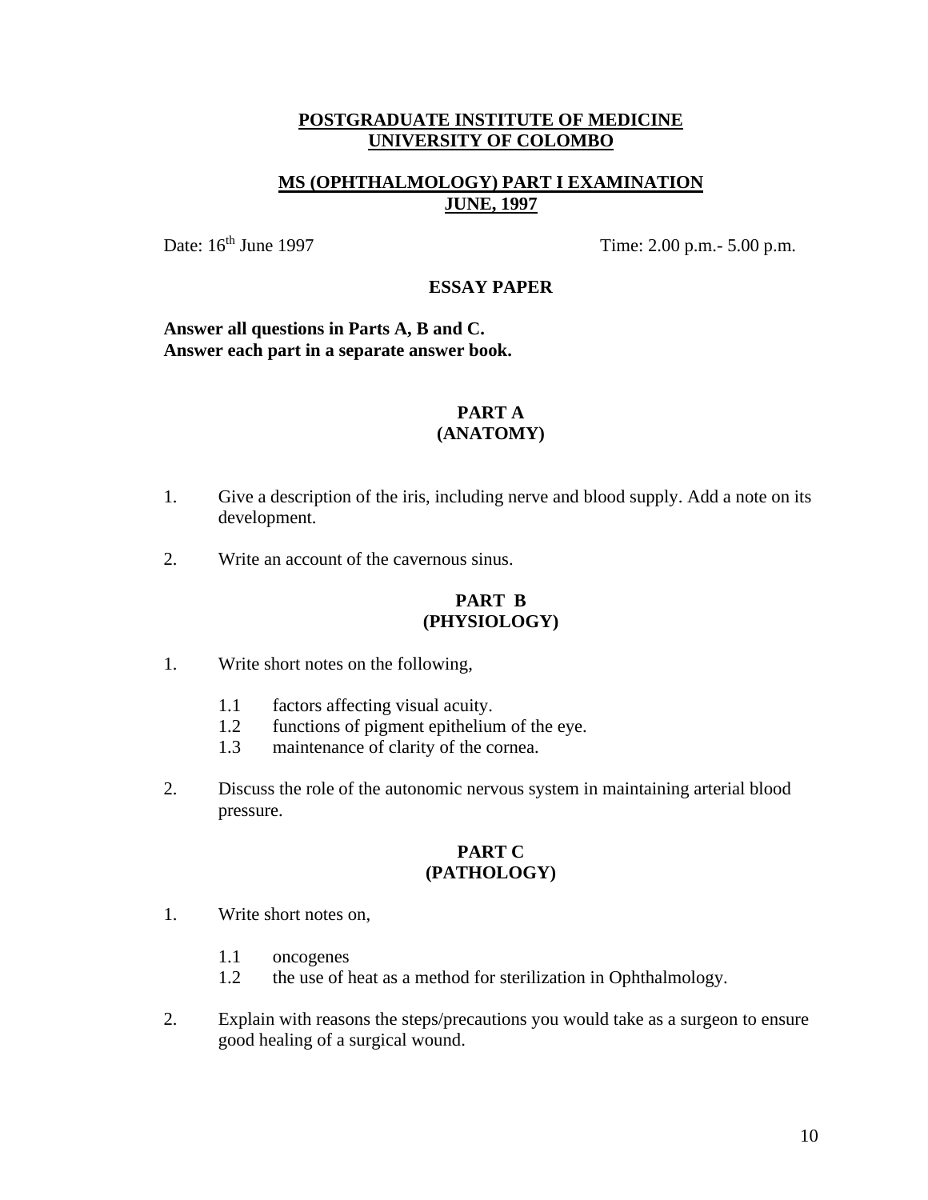**POSTGRADUATE INSTITUTE OF MEDICINE**
**UNIVERSITY OF COLOMBO**

**MS (OPHTHALMOLOGY) PART I EXAMINATION**
**JUNE, 1997**

Date: 16th June 1997 Time: 2.00 p.m.- 5.00 p.m.

**ESSAY PAPER**

**Answer all questions in Parts A, B and C.**
**Answer each part in a separate answer book.**

## PART A
## (ANATOMY)

1. Give a description of the iris, including nerve and blood supply. Add a note on its development.

2. Write an account of the cavernous sinus.

## PART B
## (PHYSIOLOGY)

1. Write short notes on the following,

   1.1 factors affecting visual acuity.
   1.2 functions of pigment epithelium of the eye.
   1.3 maintenance of clarity of the cornea.

2. Discuss the role of the autonomic nervous system in maintaining arterial blood pressure.

## PART C
## (PATHOLOGY)

1. Write short notes on,

   1.1 oncogenes
   1.2 the use of heat as a method for sterilization in Ophthalmology.

2. Explain with reasons the steps/precautions you would take as a surgeon to ensure good healing of a surgical wound.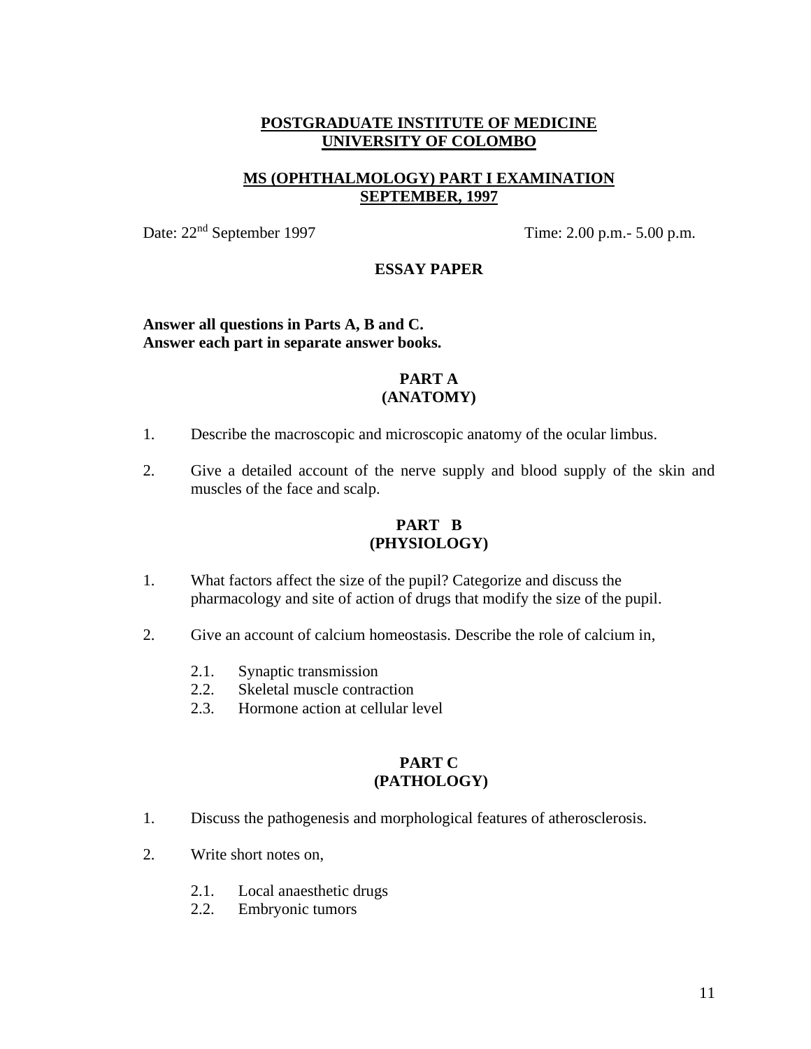**POSTGRADUATE INSTITUTE OF MEDICINE**
**UNIVERSITY OF COLOMBO**

**MS (OPHTHALMOLOGY) PART I EXAMINATION**
**SEPTEMBER, 1997**

Date: 22nd September 1997 Time: 2.00 p.m.- 5.00 p.m.

**ESSAY PAPER**

**Answer all questions in Parts A, B and C.**
**Answer each part in separate answer books.**

## PART A
## (ANATOMY)

1. Describe the macroscopic and microscopic anatomy of the ocular limbus.

2. Give a detailed account of the nerve supply and blood supply of the skin and muscles of the face and scalp.

## PART B
## (PHYSIOLOGY)

1. What factors affect the size of the pupil? Categorize and discuss the pharmacology and site of action of drugs that modify the size of the pupil.

2. Give an account of calcium homeostasis. Describe the role of calcium in,

   2.1. Synaptic transmission
   2.2. Skeletal muscle contraction
   2.3. Hormone action at cellular level

## PART C
## (PATHOLOGY)

1. Discuss the pathogenesis and morphological features of atherosclerosis.

2. Write short notes on,

   2.1. Local anaesthetic drugs
   2.2. Embryonic tumors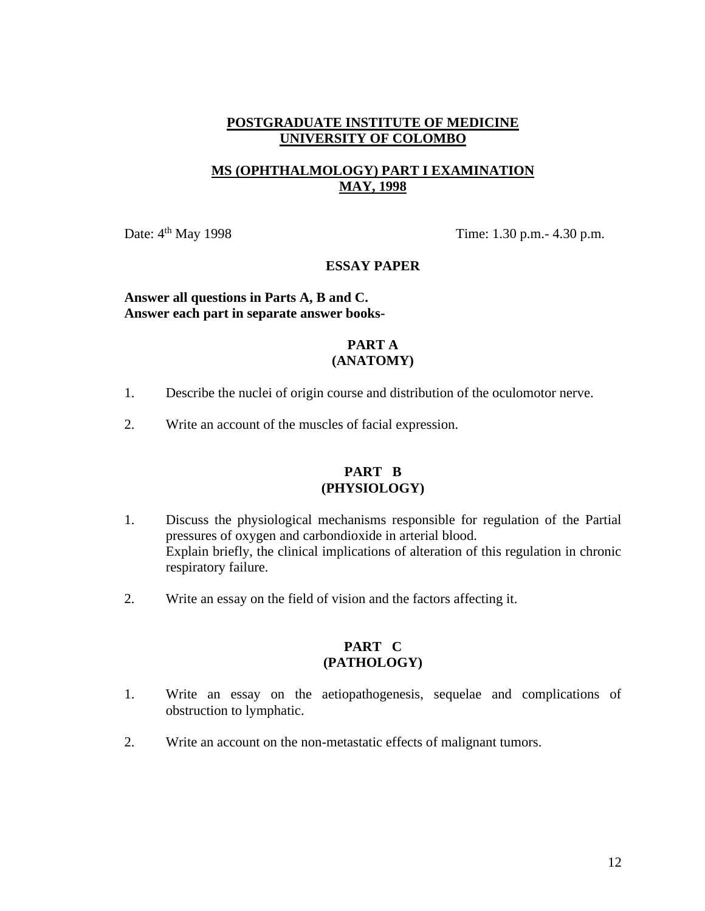**POSTGRADUATE INSTITUTE OF MEDICINE**
**UNIVERSITY OF COLOMBO**

**MS (OPHTHALMOLOGY) PART I EXAMINATION**
**MAY, 1998**

Date: 4th May 1998 Time: 1.30 p.m.- 4.30 p.m.

**ESSAY PAPER**

**Answer all questions in Parts A, B and C.**
**Answer each part in separate answer books-**

## PART A (ANATOMY)

1. Describe the nuclei of origin course and distribution of the oculomotor nerve.

2. Write an account of the muscles of facial expression.

## PART B (PHYSIOLOGY)

1. Discuss the physiological mechanisms responsible for regulation of the Partial pressures of oxygen and carbondioxide in arterial blood.
   Explain briefly, the clinical implications of alteration of this regulation in chronic respiratory failure.

2. Write an essay on the field of vision and the factors affecting it.

## PART C (PATHOLOGY)

1. Write an essay on the aetiopathogenesis, sequelae and complications of obstruction to lymphatic.

2. Write an account on the non-metastatic effects of malignant tumors.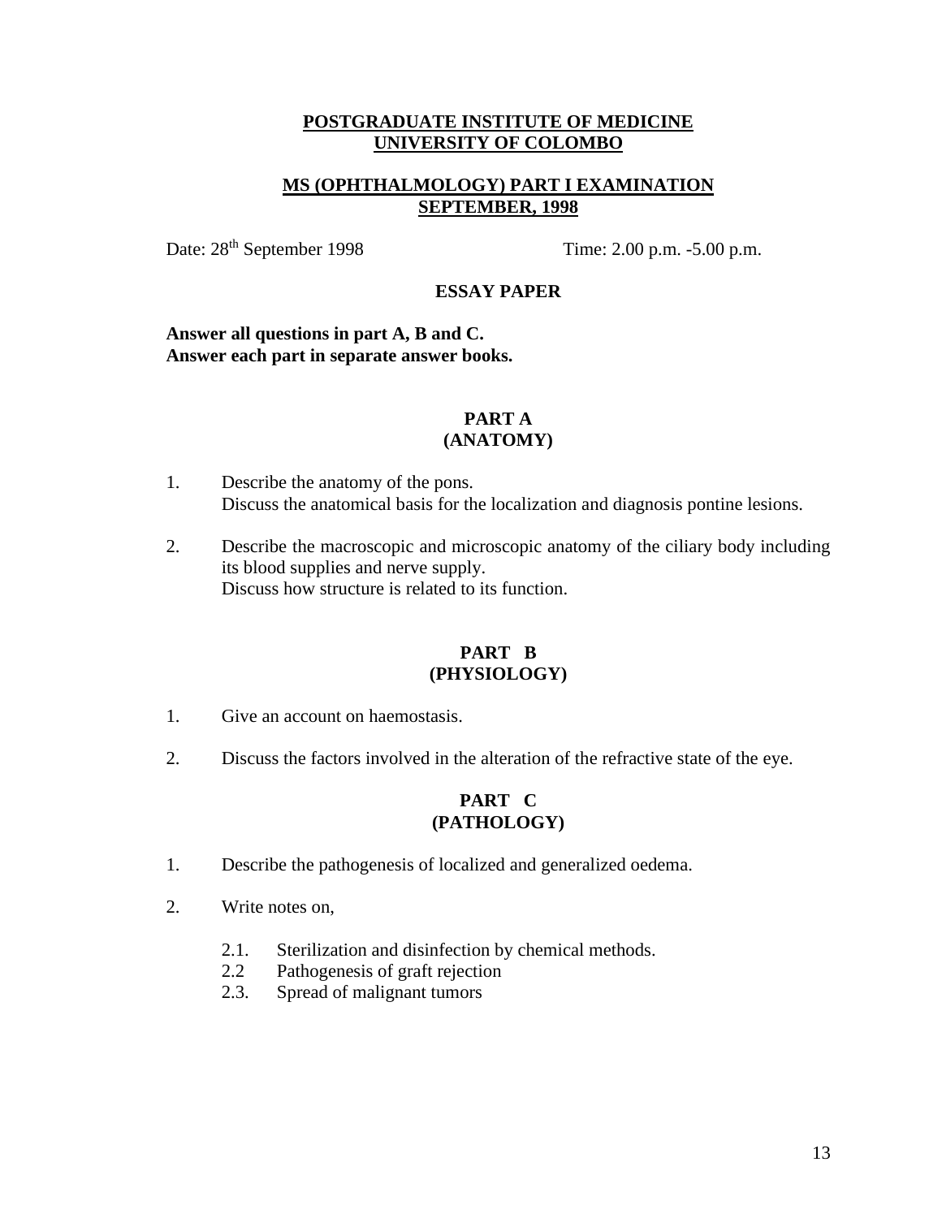# POSTGRADUATE INSTITUTE OF MEDICINE
# UNIVERSITY OF COLOMBO

## MS (OPHTHALMOLOGY) PART I EXAMINATION
## SEPTEMBER, 1998

Date: 28th September 1998 &nbsp;&nbsp;&nbsp;&nbsp;&nbsp;&nbsp;&nbsp;&nbsp;&nbsp;&nbsp;&nbsp;&nbsp; Time: 2.00 p.m. -5.00 p.m.

### ESSAY PAPER

**Answer all questions in part A, B and C.**
**Answer each part in separate answer books.**

### PART A
### (ANATOMY)

1. Describe the anatomy of the pons.
   Discuss the anatomical basis for the localization and diagnosis pontine lesions.

2. Describe the macroscopic and microscopic anatomy of the ciliary body including its blood supplies and nerve supply.
   Discuss how structure is related to its function.

### PART B
### (PHYSIOLOGY)

1. Give an account on haemostasis.

2. Discuss the factors involved in the alteration of the refractive state of the eye.

### PART C
### (PATHOLOGY)

1. Describe the pathogenesis of localized and generalized oedema.

2. Write notes on,

   2.1. Sterilization and disinfection by chemical methods.
   2.2 Pathogenesis of graft rejection
   2.3. Spread of malignant tumors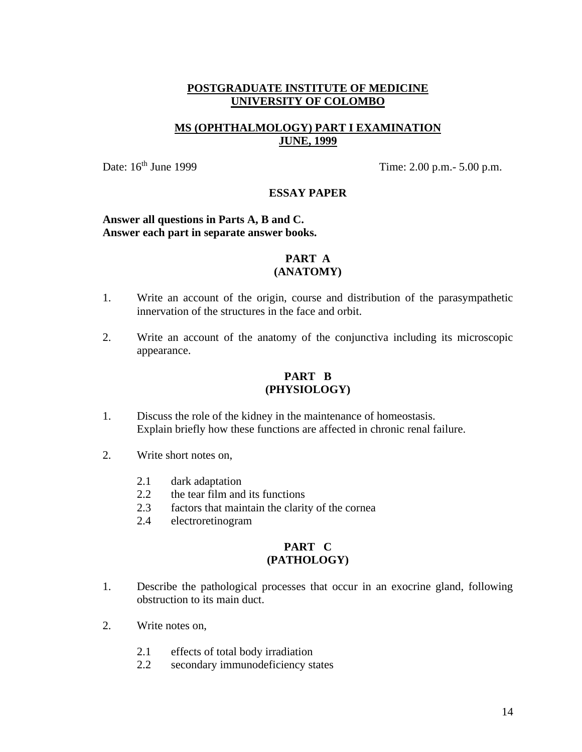# POSTGRADUATE INSTITUTE OF MEDICINE
# UNIVERSITY OF COLOMBO

## MS (OPHTHALMOLOGY) PART I EXAMINATION
## JUNE, 1999

Date: 16th June 1999 Time: 2.00 p.m.- 5.00 p.m.

### ESSAY PAPER

**Answer all questions in Parts A, B and C.**
**Answer each part in separate answer books.**

### PART A
### (ANATOMY)

1. Write an account of the origin, course and distribution of the parasympathetic innervation of the structures in the face and orbit.

2. Write an account of the anatomy of the conjunctiva including its microscopic appearance.

### PART B
### (PHYSIOLOGY)

1. Discuss the role of the kidney in the maintenance of homeostasis. Explain briefly how these functions are affected in chronic renal failure.

2. Write short notes on,

   2.1 dark adaptation
   2.2 the tear film and its functions
   2.3 factors that maintain the clarity of the cornea
   2.4 electroretinogram

### PART C
### (PATHOLOGY)

1. Describe the pathological processes that occur in an exocrine gland, following obstruction to its main duct.

2. Write notes on,

   2.1 effects of total body irradiation
   2.2 secondary immunodeficiency states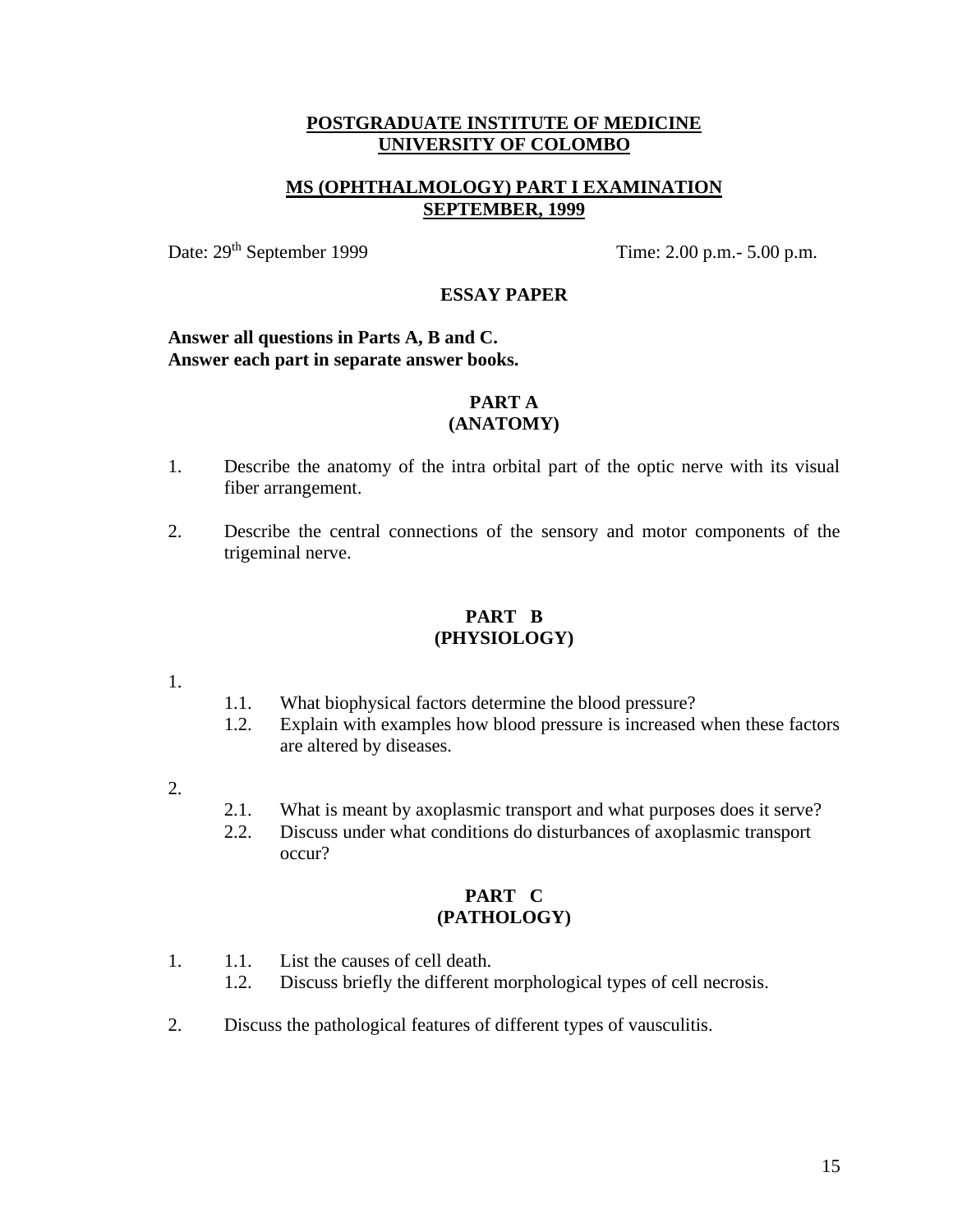**POSTGRADUATE INSTITUTE OF MEDICINE**
**UNIVERSITY OF COLOMBO**

**MS (OPHTHALMOLOGY) PART I EXAMINATION**
**SEPTEMBER, 1999**

Date: 29th September 1999 Time: 2.00 p.m.- 5.00 p.m.

**ESSAY PAPER**

**Answer all questions in Parts A, B and C.**
**Answer each part in separate answer books.**

## PART A
## (ANATOMY)

1. Describe the anatomy of the intra orbital part of the optic nerve with its visual fiber arrangement.

2. Describe the central connections of the sensory and motor components of the trigeminal nerve.

## PART B
## (PHYSIOLOGY)

1.
   - 1.1. What biophysical factors determine the blood pressure?
   - 1.2. Explain with examples how blood pressure is increased when these factors are altered by diseases.

2.
   - 2.1. What is meant by axoplasmic transport and what purposes does it serve?
   - 2.2. Discuss under what conditions do disturbances of axoplasmic transport occur?

## PART C
## (PATHOLOGY)

1.
   - 1.1. List the causes of cell death.
   - 1.2. Discuss briefly the different morphological types of cell necrosis.

2. Discuss the pathological features of different types of vausculitis.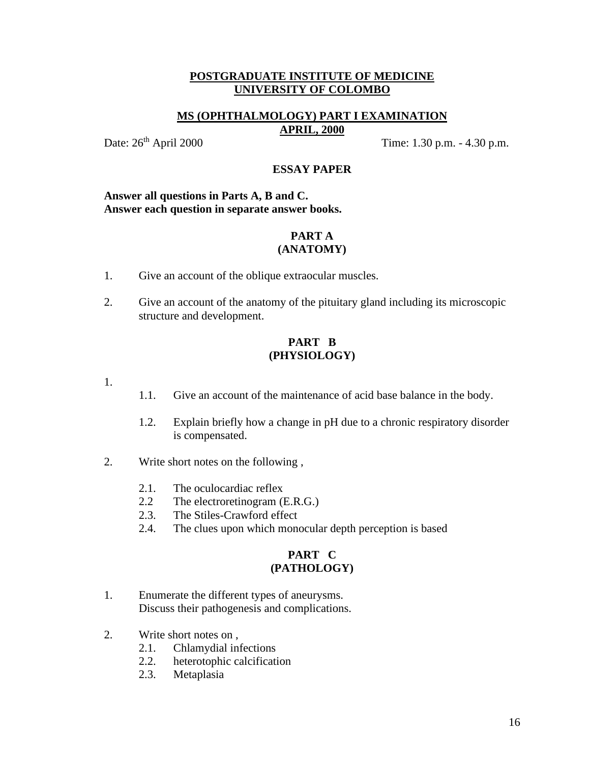# POSTGRADUATE INSTITUTE OF MEDICINE
# UNIVERSITY OF COLOMBO

## MS (OPHTHALMOLOGY) PART I EXAMINATION
## APRIL, 2000

Date: 26th April 2000 Time: 1.30 p.m. - 4.30 p.m.

### ESSAY PAPER

**Answer all questions in Parts A, B and C.**
**Answer each question in separate answer books.**

### PART A
### (ANATOMY)

1. Give an account of the oblique extraocular muscles.

2. Give an account of the anatomy of the pituitary gland including its microscopic structure and development.

### PART B
### (PHYSIOLOGY)

1.
   - 1.1. Give an account of the maintenance of acid base balance in the body.
   - 1.2. Explain briefly how a change in pH due to a chronic respiratory disorder is compensated.

2. Write short notes on the following ,
   - 2.1. The oculocardiac reflex
   - 2.2 The electroretinogram (E.R.G.)
   - 2.3. The Stiles-Crawford effect
   - 2.4. The clues upon which monocular depth perception is based

### PART C
### (PATHOLOGY)

1. Enumerate the different types of aneurysms.
   Discuss their pathogenesis and complications.

2. Write short notes on ,
   - 2.1. Chlamydial infections
   - 2.2. heterotophic calcification
   - 2.3. Metaplasia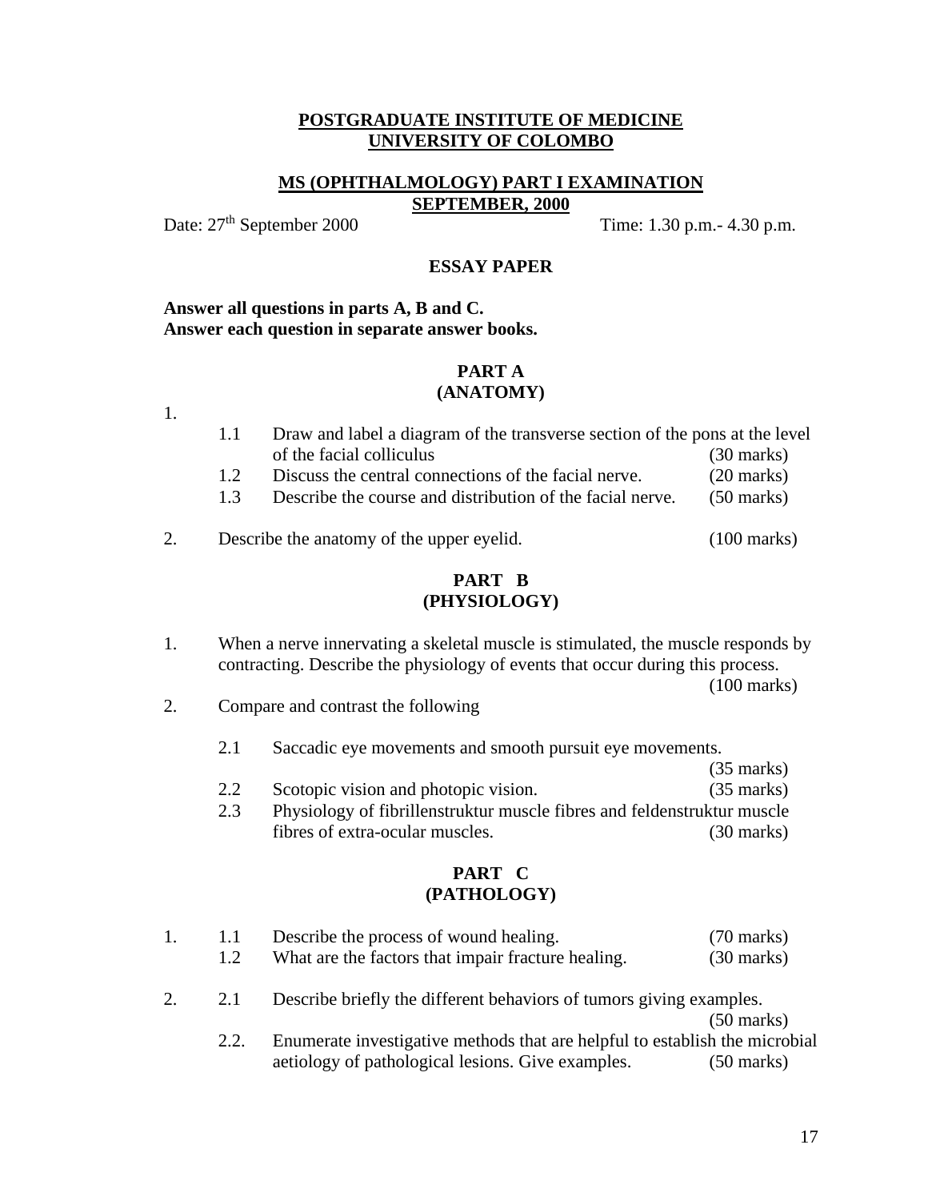**POSTGRADUATE INSTITUTE OF MEDICINE**
**UNIVERSITY OF COLOMBO**

**MS (OPHTHALMOLOGY) PART I EXAMINATION**
**SEPTEMBER, 2000**

Date: 27th September 2000 Time: 1.30 p.m.- 4.30 p.m.

## ESSAY PAPER

**Answer all questions in parts A, B and C.**
**Answer each question in separate answer books.**

## PART A
## (ANATOMY)

1.

1.1 Draw and label a diagram of the transverse section of the pons at the level of the facial colliculus (30 marks)

1.2 Discuss the central connections of the facial nerve. (20 marks)

1.3 Describe the course and distribution of the facial nerve. (50 marks)

2. Describe the anatomy of the upper eyelid. (100 marks)

## PART B
## (PHYSIOLOGY)

1. When a nerve innervating a skeletal muscle is stimulated, the muscle responds by contracting. Describe the physiology of events that occur during this process. (100 marks)

2. Compare and contrast the following

2.1 Saccadic eye movements and smooth pursuit eye movements. (35 marks)

2.2 Scotopic vision and photopic vision. (35 marks)

2.3 Physiology of fibrillenstruktur muscle fibres and feldenstruktur muscle fibres of extra-ocular muscles. (30 marks)

## PART C
## (PATHOLOGY)

1.

1.1 Describe the process of wound healing. (70 marks)

1.2 What are the factors that impair fracture healing. (30 marks)

2.

2.1 Describe briefly the different behaviors of tumors giving examples. (50 marks)

2.2. Enumerate investigative methods that are helpful to establish the microbial aetiology of pathological lesions. Give examples. (50 marks)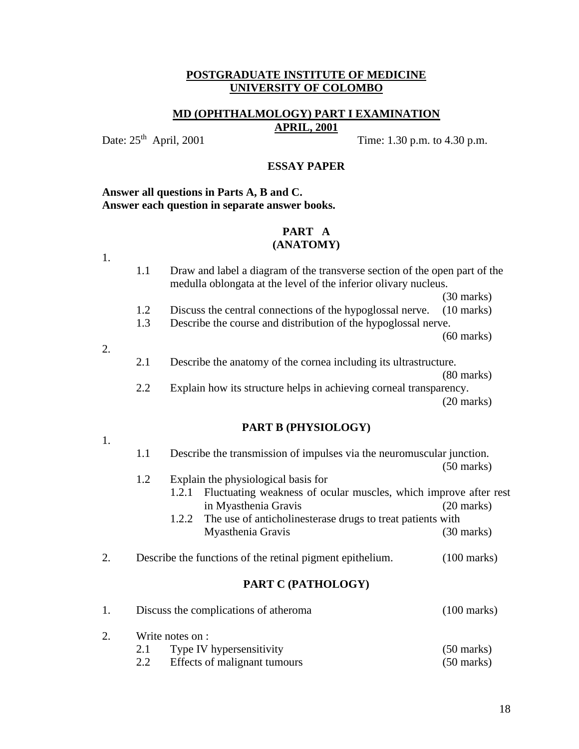**POSTGRADUATE INSTITUTE OF MEDICINE**
**UNIVERSITY OF COLOMBO**

**MD (OPHTHALMOLOGY) PART I EXAMINATION**
**APRIL, 2001**

Date: 25th April, 2001 Time: 1.30 p.m. to 4.30 p.m.

**ESSAY PAPER**

**Answer all questions in Parts A, B and C.**
**Answer each question in separate answer books.**

## PART A (ANATOMY)

1.

1.1 Draw and label a diagram of the transverse section of the open part of the medulla oblongata at the level of the inferior olivary nucleus. (30 marks)

1.2 Discuss the central connections of the hypoglossal nerve. (10 marks)

1.3 Describe the course and distribution of the hypoglossal nerve. (60 marks)

2.

2.1 Describe the anatomy of the cornea including its ultrastructure. (80 marks)

2.2 Explain how its structure helps in achieving corneal transparency. (20 marks)

## PART B (PHYSIOLOGY)

1.

1.1 Describe the transmission of impulses via the neuromuscular junction. (50 marks)

1.2 Explain the physiological basis for

1.2.1 Fluctuating weakness of ocular muscles, which improve after rest in Myasthenia Gravis (20 marks)

1.2.2 The use of anticholinesterase drugs to treat patients with Myasthenia Gravis (30 marks)

2. Describe the functions of the retinal pigment epithelium. (100 marks)

## PART C (PATHOLOGY)

1. Discuss the complications of atheroma (100 marks)

2. Write notes on :

2.1 Type IV hypersensitivity (50 marks)

2.2 Effects of malignant tumours (50 marks)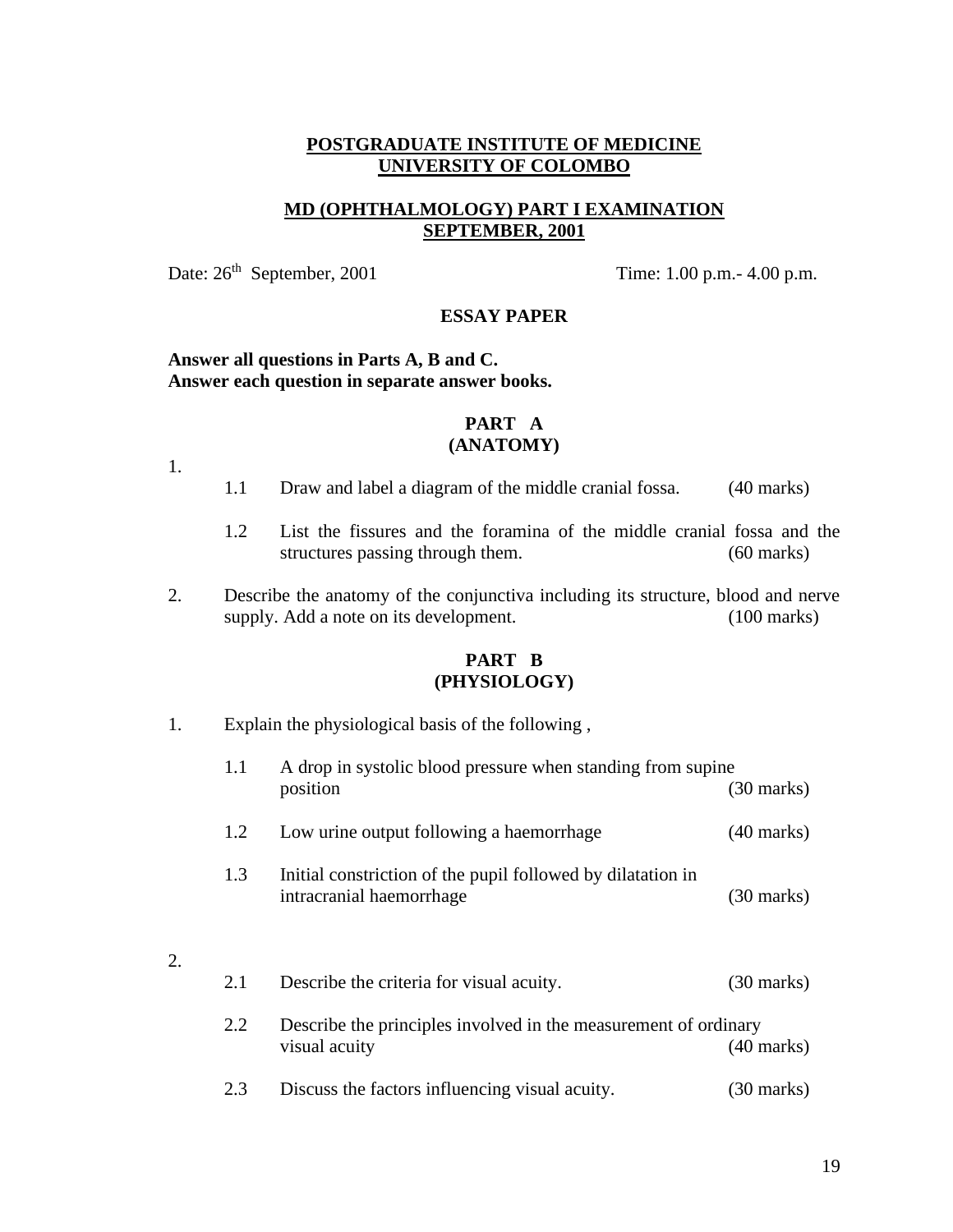**POSTGRADUATE INSTITUTE OF MEDICINE**
**UNIVERSITY OF COLOMBO**

**MD (OPHTHALMOLOGY) PART I EXAMINATION**
**SEPTEMBER, 2001**

Date: 26th September, 2001 Time: 1.00 p.m.- 4.00 p.m.

**ESSAY PAPER**

**Answer all questions in Parts A, B and C.**
**Answer each question in separate answer books.**

## PART A
## (ANATOMY)

1.

1.1 Draw and label a diagram of the middle cranial fossa. (40 marks)

1.2 List the fissures and the foramina of the middle cranial fossa and the structures passing through them. (60 marks)

2. Describe the anatomy of the conjunctiva including its structure, blood and nerve supply. Add a note on its development. (100 marks)

## PART B
## (PHYSIOLOGY)

1. Explain the physiological basis of the following ,

1.1 A drop in systolic blood pressure when standing from supine position (30 marks)

1.2 Low urine output following a haemorrhage (40 marks)

1.3 Initial constriction of the pupil followed by dilatation in intracranial haemorrhage (30 marks)

2.

2.1 Describe the criteria for visual acuity. (30 marks)

2.2 Describe the principles involved in the measurement of ordinary visual acuity (40 marks)

2.3 Discuss the factors influencing visual acuity. (30 marks)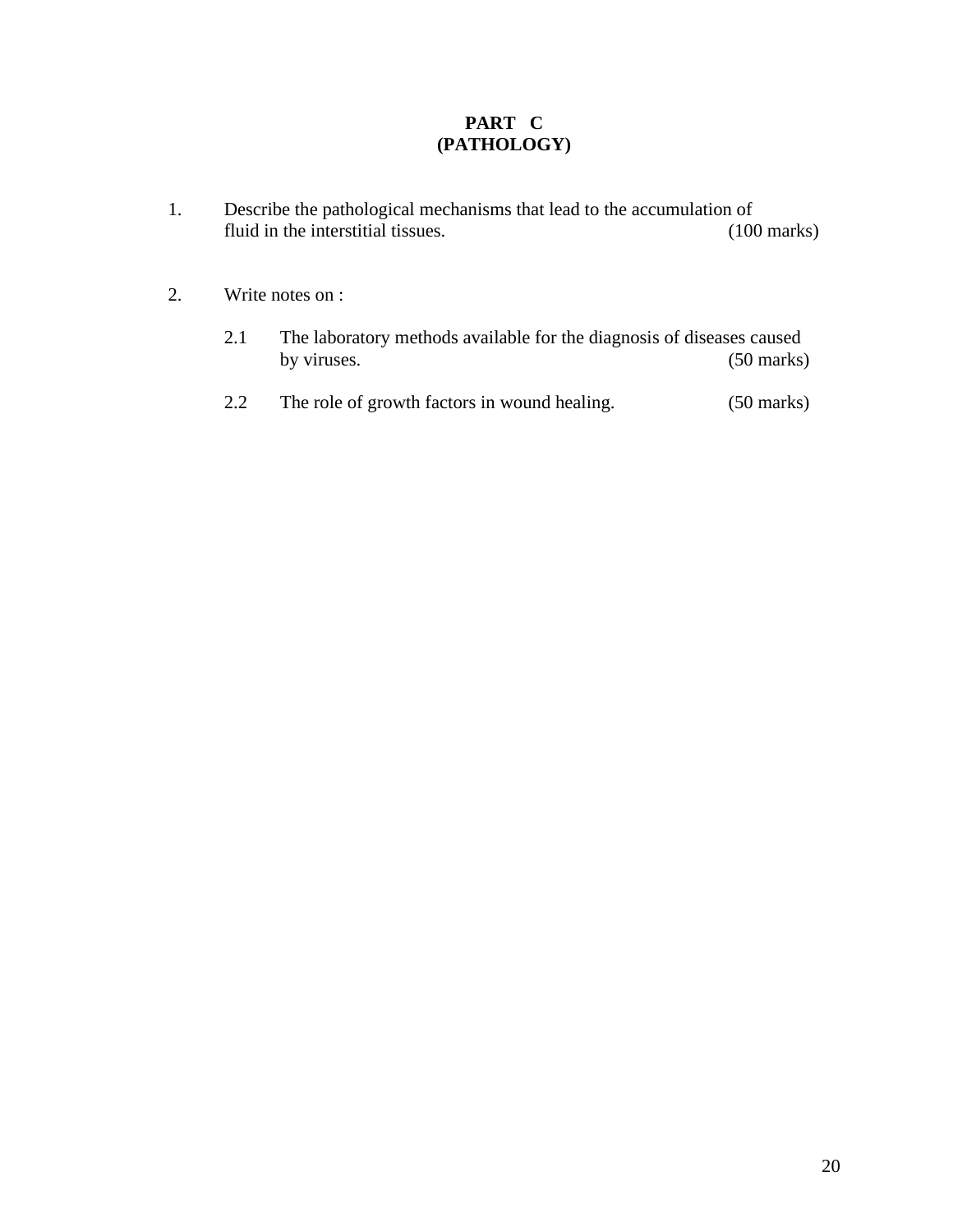# PART C
## (PATHOLOGY)

1. Describe the pathological mechanisms that lead to the accumulation of fluid in the interstitial tissues. (100 marks)

2. Write notes on :

   2.1 The laboratory methods available for the diagnosis of diseases caused by viruses. (50 marks)

   2.2 The role of growth factors in wound healing. (50 marks)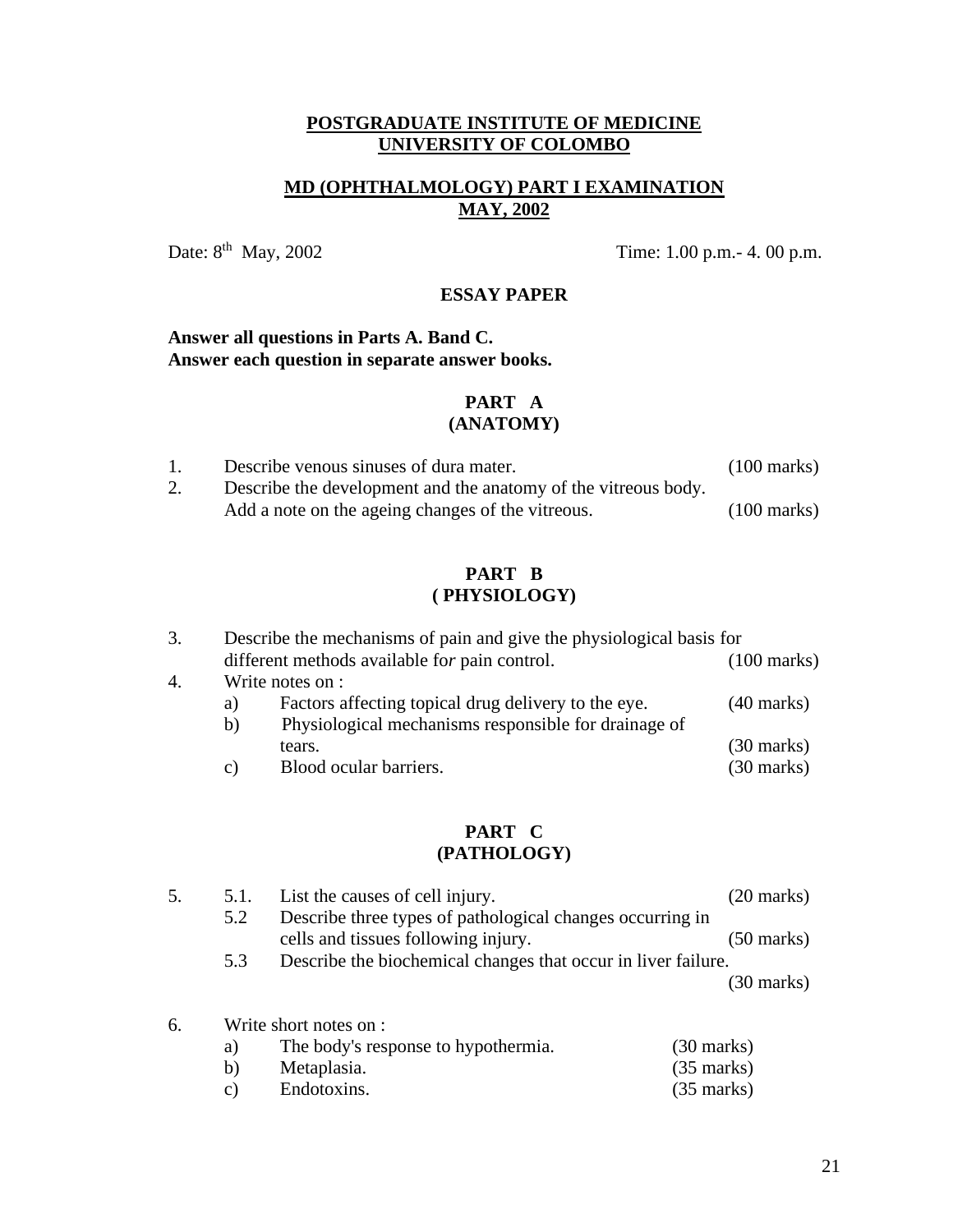# POSTGRADUATE INSTITUTE OF MEDICINE
# UNIVERSITY OF COLOMBO

## MD (OPHTHALMOLOGY) PART I EXAMINATION
## MAY, 2002

Date: 8th May, 2002 Time: 1.00 p.m.- 4. 00 p.m.

### ESSAY PAPER

**Answer all questions in Parts A. Band C.**
**Answer each question in separate answer books.**

### PART A
### (ANATOMY)

1. Describe venous sinuses of dura mater. (100 marks)
2. Describe the development and the anatomy of the vitreous body. Add a note on the ageing changes of the vitreous. (100 marks)

### PART B
### ( PHYSIOLOGY)

3. Describe the mechanisms of pain and give the physiological basis for different methods available fo*r* pain control. (100 marks)
4. Write notes on :
   a) Factors affecting topical drug delivery to the eye. (40 marks)
   b) Physiological mechanisms responsible for drainage of tears. (30 marks)
   c) Blood ocular barriers. (30 marks)

### PART C
### (PATHOLOGY)

5. 5.1. List the causes of cell injury. (20 marks)
   5.2 Describe three types of pathological changes occurring in cells and tissues following injury. (50 marks)
   5.3 Describe the biochemical changes that occur in liver failure. (30 marks)

6. Write short notes on :
   a) The body's response to hypothermia. (30 marks)
   b) Metaplasia. (35 marks)
   c) Endotoxins. (35 marks)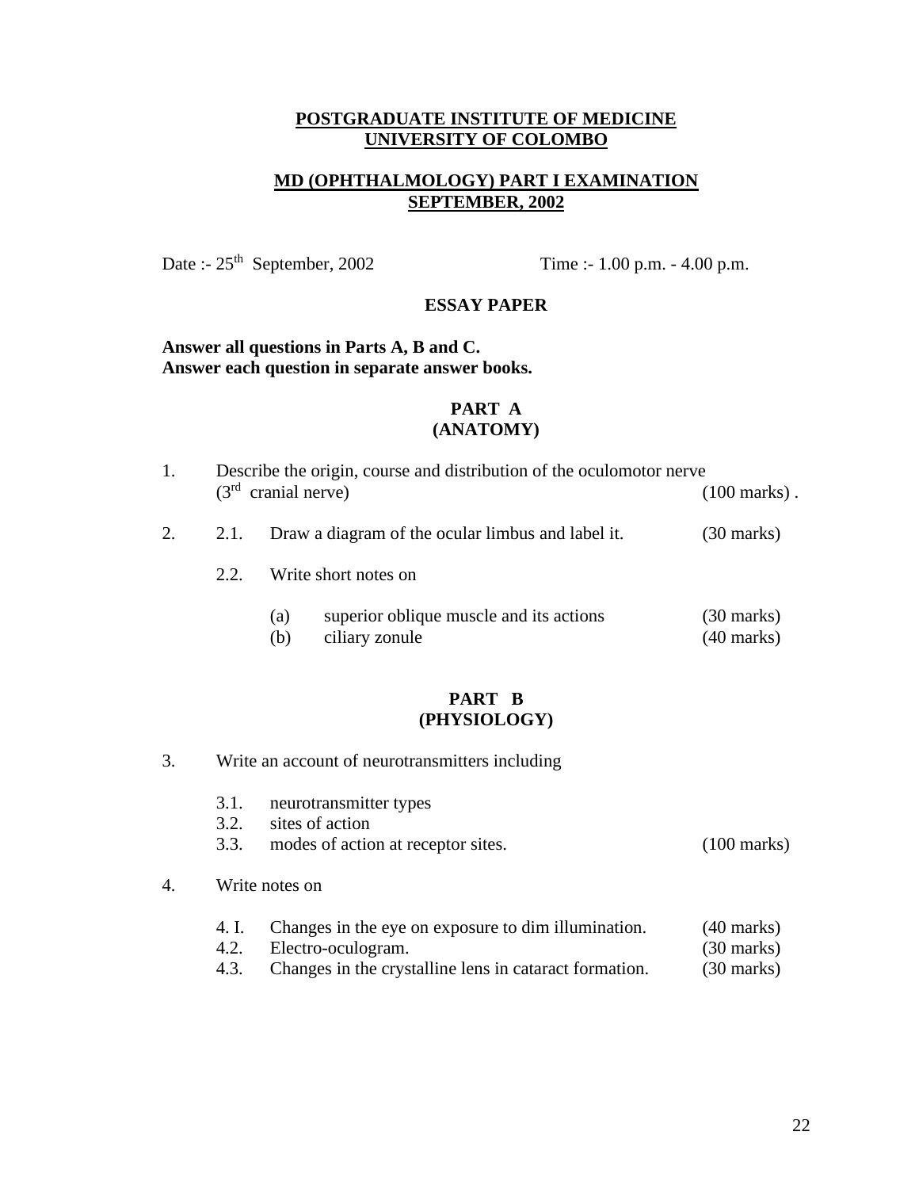**POSTGRADUATE INSTITUTE OF MEDICINE**
**UNIVERSITY OF COLOMBO**

**MD (OPHTHALMOLOGY) PART I EXAMINATION**
**SEPTEMBER, 2002**

Date :- 25th September, 2002 Time :- 1.00 p.m. - 4.00 p.m.

**ESSAY PAPER**

**Answer all questions in Parts A, B and C.**
**Answer each question in separate answer books.**

## PART A
## (ANATOMY)

1. Describe the origin, course and distribution of the oculomotor nerve (3rd cranial nerve) (100 marks) .

2. 2.1. Draw a diagram of the ocular limbus and label it. (30 marks)

   2.2. Write short notes on

   (a) superior oblique muscle and its actions (30 marks)
   (b) ciliary zonule (40 marks)

## PART B
## (PHYSIOLOGY)

3. Write an account of neurotransmitters including

   3.1. neurotransmitter types
   3.2. sites of action
   3.3. modes of action at receptor sites. (100 marks)

4. Write notes on

   4. I. Changes in the eye on exposure to dim illumination. (40 marks)
   4.2. Electro-oculogram. (30 marks)
   4.3. Changes in the crystalline lens in cataract formation. (30 marks)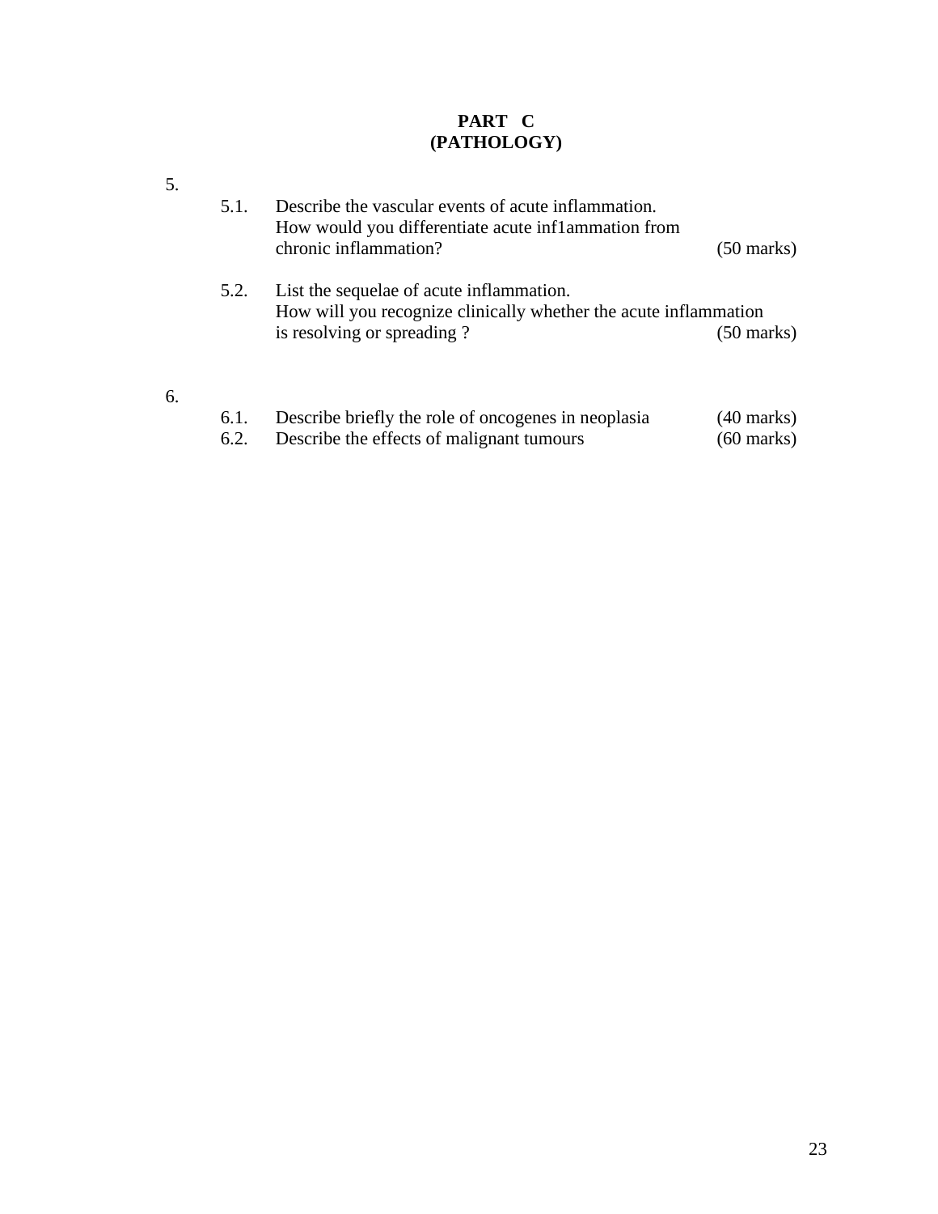# PART C
## (PATHOLOGY)

5.

5.1. Describe the vascular events of acute inflammation.
How would you differentiate acute inf1ammation from chronic inflammation? (50 marks)

5.2. List the sequelae of acute inflammation.
How will you recognize clinically whether the acute inflammation is resolving or spreading ? (50 marks)

6.

6.1. Describe briefly the role of oncogenes in neoplasia (40 marks)

6.2. Describe the effects of malignant tumours (60 marks)